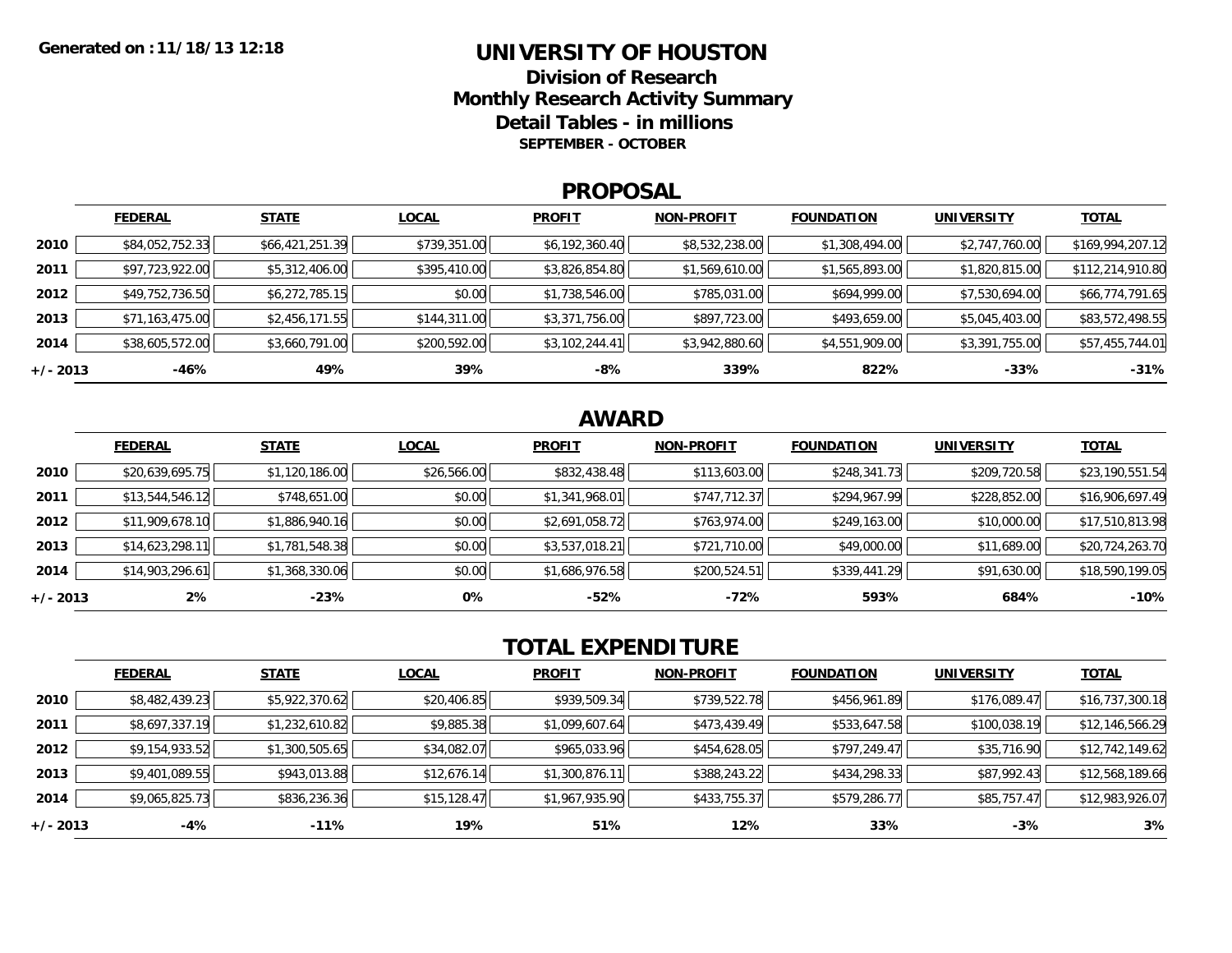Generated on :11/18/13 12:18

# UNIVERSITY OF HOUSTON

## Division of Research

## Monthly Research Activity Summary

## Detail Tables - in millions

**SEPTEMBER - OCTOBER**

## PROPOSAL

| | FEDERAL | STATE | LOCAL | PROFIT | NON-PROFIT | FOUNDATION | UNIVERSITY | TOTAL |
|---|---|---|---|---|---|---|---|---|
| 2010 | $84,052,752.33 | $66,421,251.39 | $739,351.00 | $6,192,360.40 | $8,532,238.00 | $1,308,494.00 | $2,747,760.00 | $169,994,207.12 |
| 2011 | $97,723,922.00 | $5,312,406.00 | $395,410.00 | $3,826,854.80 | $1,569,610.00 | $1,565,893.00 | $1,820,815.00 | $112,214,910.80 |
| 2012 | $49,752,736.50 | $6,272,785.15 | $0.00 | $1,738,546.00 | $785,031.00 | $694,999.00 | $7,530,694.00 | $66,774,791.65 |
| 2013 | $71,163,475.00 | $2,456,171.55 | $144,311.00 | $3,371,756.00 | $897,723.00 | $493,659.00 | $5,045,403.00 | $83,572,498.55 |
| 2014 | $38,605,572.00 | $3,660,791.00 | $200,592.00 | $3,102,244.41 | $3,942,880.60 | $4,551,909.00 | $3,391,755.00 | $57,455,744.01 |
| +/- 2013 | -46% | 49% | 39% | -8% | 339% | 822% | -33% | -31% |

## AWARD

| | FEDERAL | STATE | LOCAL | PROFIT | NON-PROFIT | FOUNDATION | UNIVERSITY | TOTAL |
|---|---|---|---|---|---|---|---|---|
| 2010 | $20,639,695.75 | $1,120,186.00 | $26,566.00 | $832,438.48 | $113,603.00 | $248,341.73 | $209,720.58 | $23,190,551.54 |
| 2011 | $13,544,546.12 | $748,651.00 | $0.00 | $1,341,968.01 | $747,712.37 | $294,967.99 | $228,852.00 | $16,906,697.49 |
| 2012 | $11,909,678.10 | $1,886,940.16 | $0.00 | $2,691,058.72 | $763,974.00 | $249,163.00 | $10,000.00 | $17,510,813.98 |
| 2013 | $14,623,298.11 | $1,781,548.38 | $0.00 | $3,537,018.21 | $721,710.00 | $49,000.00 | $11,689.00 | $20,724,263.70 |
| 2014 | $14,903,296.61 | $1,368,330.06 | $0.00 | $1,686,976.58 | $200,524.51 | $339,441.29 | $91,630.00 | $18,590,199.05 |
| +/- 2013 | 2% | -23% | 0% | -52% | -72% | 593% | 684% | -10% |

## TOTAL EXPENDITURE

| | FEDERAL | STATE | LOCAL | PROFIT | NON-PROFIT | FOUNDATION | UNIVERSITY | TOTAL |
|---|---|---|---|---|---|---|---|---|
| 2010 | $8,482,439.23 | $5,922,370.62 | $20,406.85 | $939,509.34 | $739,522.78 | $456,961.89 | $176,089.47 | $16,737,300.18 |
| 2011 | $8,697,337.19 | $1,232,610.82 | $9,885.38 | $1,099,607.64 | $473,439.49 | $533,647.58 | $100,038.19 | $12,146,566.29 |
| 2012 | $9,154,933.52 | $1,300,505.65 | $34,082.07 | $965,033.96 | $454,628.05 | $797,249.47 | $35,716.90 | $12,742,149.62 |
| 2013 | $9,401,089.55 | $943,013.88 | $12,676.14 | $1,300,876.11 | $388,243.22 | $434,298.33 | $87,992.43 | $12,568,189.66 |
| 2014 | $9,065,825.73 | $836,236.36 | $15,128.47 | $1,967,935.90 | $433,755.37 | $579,286.77 | $85,757.47 | $12,983,926.07 |
| +/- 2013 | -4% | -11% | 19% | 51% | 12% | 33% | -3% | 3% |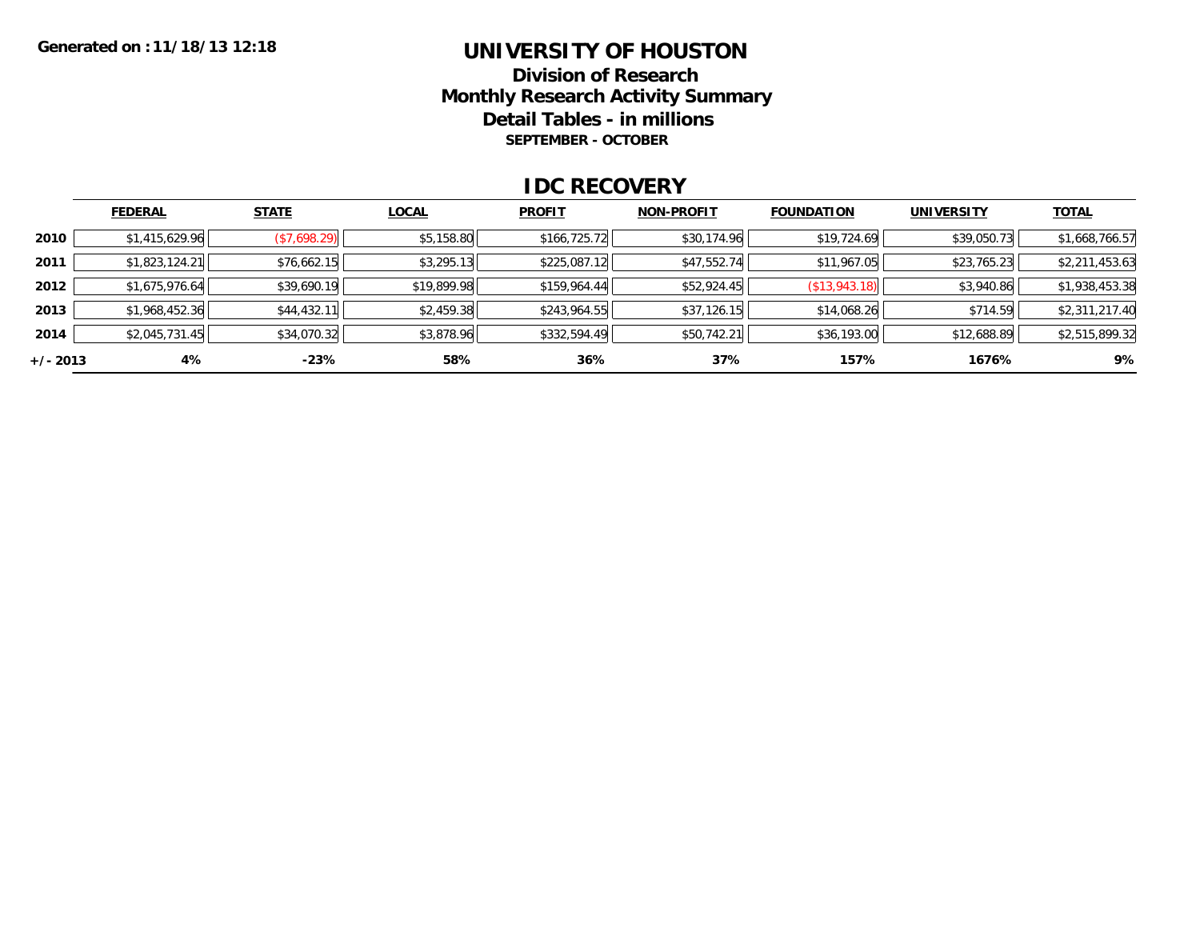Generated on :11/18/13 12:18

# UNIVERSITY OF HOUSTON

## Division of Research
## Monthly Research Activity Summary
## Detail Tables - in millions

**SEPTEMBER - OCTOBER**

## IDC RECOVERY

| | FEDERAL | STATE | LOCAL | PROFIT | NON-PROFIT | FOUNDATION | UNIVERSITY | TOTAL |
|---|---|---|---|---|---|---|---|---|
| **2010** | $1,415,629.96 | ($7,698.29) | $5,158.80 | $166,725.72 | $30,174.96 | $19,724.69 | $39,050.73 | $1,668,766.57 |
| **2011** | $1,823,124.21 | $76,662.15 | $3,295.13 | $225,087.12 | $47,552.74 | $11,967.05 | $23,765.23 | $2,211,453.63 |
| **2012** | $1,675,976.64 | $39,690.19 | $19,899.98 | $159,964.44 | $52,924.45 | ($13,943.18) | $3,940.86 | $1,938,453.38 |
| **2013** | $1,968,452.36 | $44,432.11 | $2,459.38 | $243,964.55 | $37,126.15 | $14,068.26 | $714.59 | $2,311,217.40 |
| **2014** | $2,045,731.45 | $34,070.32 | $3,878.96 | $332,594.49 | $50,742.21 | $36,193.00 | $12,688.89 | $2,515,899.32 |
| **+/- 2013** | **4%** | **-23%** | **58%** | **36%** | **37%** | **157%** | **1676%** | **9%** |